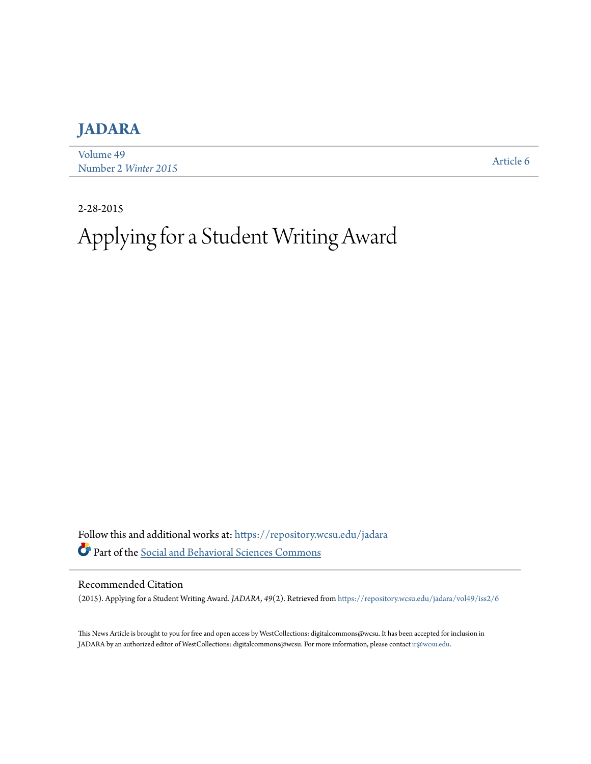# JADARA

Volume 49
Number 2 *Winter 2015*

Article 6

2-28-2015

# Applying for a Student Writing Award

Follow this and additional works at: https://repository.wcsu.edu/jadara

Part of the Social and Behavioral Sciences Commons

## Recommended Citation

(2015). Applying for a Student Writing Award. *JADARA, 49*(2). Retrieved from https://repository.wcsu.edu/jadara/vol49/iss2/6

This News Article is brought to you for free and open access by WestCollections: digitalcommons@wcsu. It has been accepted for inclusion in JADARA by an authorized editor of WestCollections: digitalcommons@wcsu. For more information, please contact ir@wcsu.edu.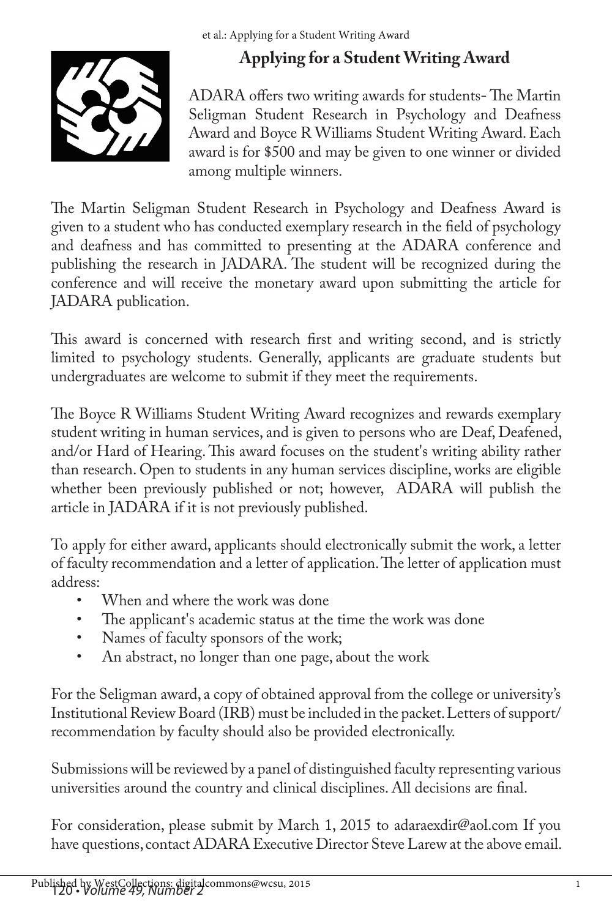# Applying for a Student Writing Award

ADARA offers two writing awards for students- The Martin Seligman Student Research in Psychology and Deafness Award and Boyce R Williams Student Writing Award. Each award is for $500 and may be given to one winner or divided among multiple winners.

The Martin Seligman Student Research in Psychology and Deafness Award is given to a student who has conducted exemplary research in the field of psychology and deafness and has committed to presenting at the ADARA conference and publishing the research in JADARA. The student will be recognized during the conference and will receive the monetary award upon submitting the article for JADARA publication.

This award is concerned with research first and writing second, and is strictly limited to psychology students. Generally, applicants are graduate students but undergraduates are welcome to submit if they meet the requirements.

The Boyce R Williams Student Writing Award recognizes and rewards exemplary student writing in human services, and is given to persons who are Deaf, Deafened, and/or Hard of Hearing. This award focuses on the student's writing ability rather than research. Open to students in any human services discipline, works are eligible whether been previously published or not; however, ADARA will publish the article in JADARA if it is not previously published.

To apply for either award, applicants should electronically submit the work, a letter of faculty recommendation and a letter of application. The letter of application must address:

- When and where the work was done
- The applicant's academic status at the time the work was done
- Names of faculty sponsors of the work;
- An abstract, no longer than one page, about the work

For the Seligman award, a copy of obtained approval from the college or university's Institutional Review Board (IRB) must be included in the packet. Letters of support/recommendation by faculty should also be provided electronically.

Submissions will be reviewed by a panel of distinguished faculty representing various universities around the country and clinical disciplines. All decisions are final.

For consideration, please submit by March 1, 2015 to adaraexdir@aol.com If you have questions, contact ADARA Executive Director Steve Larew at the above email.